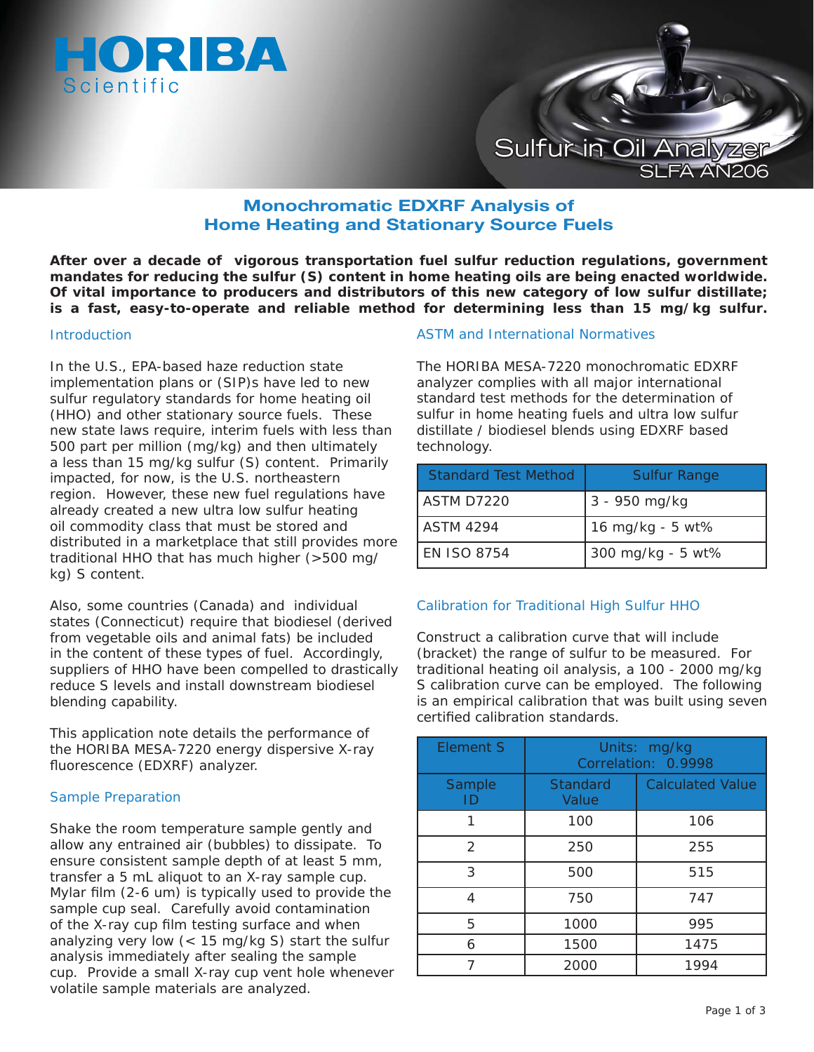HORIBA Scientific

Sulfur in Oil Analyzer
SLFA AN206

# Monochromatic EDXRF Analysis of Home Heating and Stationary Source Fuels

**After over a decade of vigorous transportation fuel sulfur reduction regulations, government mandates for reducing the sulfur (S) content in home heating oils are being enacted worldwide. Of vital importance to producers and distributors of this new category of low sulfur distillate; is a fast, easy-to-operate and reliable method for determining less than 15 mg/kg sulfur.**

## Introduction

In the U.S., EPA-based haze reduction state implementation plans or (SIP)s have led to new sulfur regulatory standards for home heating oil (HHO) and other stationary source fuels. These new state laws require, interim fuels with less than 500 part per million (mg/kg) and then ultimately a less than 15 mg/kg sulfur (S) content. Primarily impacted, for now, is the U.S. northeastern region. However, these new fuel regulations have already created a new ultra low sulfur heating oil commodity class that must be stored and distributed in a marketplace that still provides more traditional HHO that has much higher (>500 mg/kg) S content.

Also, some countries (Canada) and individual states (Connecticut) require that biodiesel (derived from vegetable oils and animal fats) be included in the content of these types of fuel. Accordingly, suppliers of HHO have been compelled to drastically reduce S levels and install downstream biodiesel blending capability.

This application note details the performance of the HORIBA MESA-7220 energy dispersive X-ray fluorescence (EDXRF) analyzer.

## Sample Preparation

Shake the room temperature sample gently and allow any entrained air (bubbles) to dissipate. To ensure consistent sample depth of at least 5 mm, transfer a 5 mL aliquot to an X-ray sample cup. Mylar film (2-6 um) is typically used to provide the sample cup seal. Carefully avoid contamination of the X-ray cup film testing surface and when analyzing very low (< 15 mg/kg S) start the sulfur analysis immediately after sealing the sample cup. Provide a small X-ray cup vent hole whenever volatile sample materials are analyzed.

## ASTM and International Normatives

The HORIBA MESA-7220 monochromatic EDXRF analyzer complies with all major international standard test methods for the determination of sulfur in home heating fuels and ultra low sulfur distillate / biodiesel blends using EDXRF based technology.

| Standard Test Method | Sulfur Range |
|---|---|
| ASTM D7220 | 3 - 950 mg/kg |
| ASTM 4294 | 16 mg/kg - 5 wt% |
| EN ISO 8754 | 300 mg/kg - 5 wt% |

## Calibration for Traditional High Sulfur HHO

Construct a calibration curve that will include (bracket) the range of sulfur to be measured. For traditional heating oil analysis, a 100 - 2000 mg/kg S calibration curve can be employed. The following is an empirical calibration that was built using seven certified calibration standards.

| Element S | Units: mg/kg Correlation: 0.9998 | |
|---|---|---|
| Sample ID | Standard Value | Calculated Value |
| 1 | 100 | 106 |
| 2 | 250 | 255 |
| 3 | 500 | 515 |
| 4 | 750 | 747 |
| 5 | 1000 | 995 |
| 6 | 1500 | 1475 |
| 7 | 2000 | 1994 |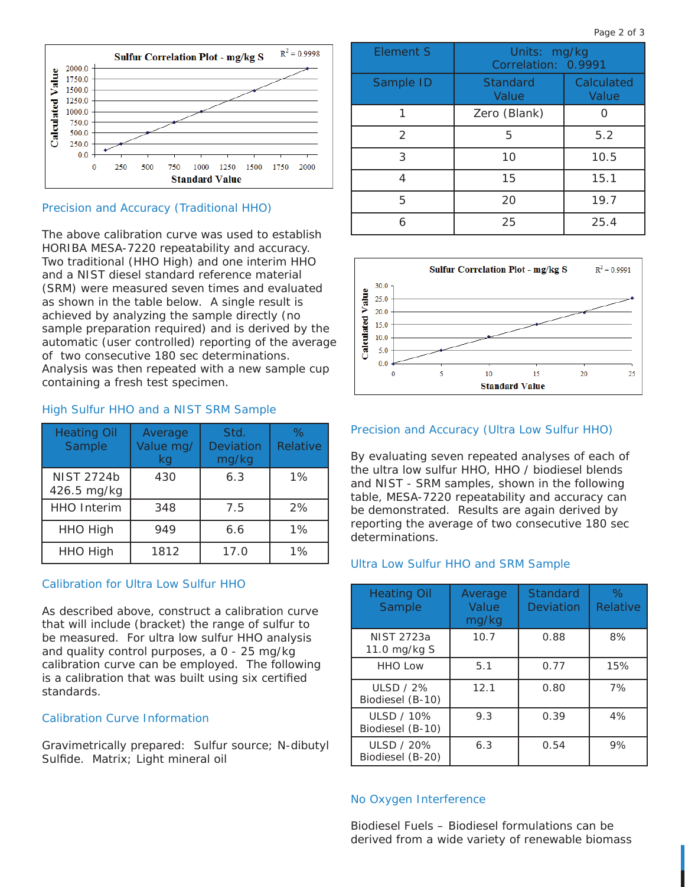## Precision and Accuracy (Traditional HHO)

The above calibration curve was used to establish HORIBA MESA-7220 repeatability and accuracy. Two traditional (HHO High) and one interim HHO and a NIST diesel standard reference material (SRM) were measured seven times and evaluated as shown in the table below. A single result is achieved by analyzing the sample directly (no sample preparation required) and is derived by the automatic (user controlled) reporting of the average of two consecutive 180 sec determinations. Analysis was then repeated with a new sample cup containing a fresh test specimen.

### High Sulfur HHO and a NIST SRM Sample

| Heating Oil Sample | Average Value mg/kg | Std. Deviation mg/kg | % Relative |
|---|---|---|---|
| NIST 2724b 426.5 mg/kg | 430 | 6.3 | 1% |
| HHO Interim | 348 | 7.5 | 2% |
| HHO High | 949 | 6.6 | 1% |
| HHO High | 1812 | 17.0 | 1% |

## Calibration for Ultra Low Sulfur HHO

As described above, construct a calibration curve that will include (bracket) the range of sulfur to be measured. For ultra low sulfur HHO analysis and quality control purposes, a 0 - 25 mg/kg calibration curve can be employed. The following is a calibration that was built using six certified standards.

### Calibration Curve Information

Gravimetrically prepared: Sulfur source; N-dibutyl Sulfide. Matrix; Light mineral oil

| Element S | Units: mg/kg Correlation: 0.9991 | |
|---|---|---|
| **Sample ID** | **Standard Value** | **Calculated Value** |
| 1 | Zero (Blank) | 0 |
| 2 | 5 | 5.2 |
| 3 | 10 | 10.5 |
| 4 | 15 | 15.1 |
| 5 | 20 | 19.7 |
| 6 | 25 | 25.4 |

## Precision and Accuracy (Ultra Low Sulfur HHO)

By evaluating seven repeated analyses of each of the ultra low sulfur HHO, HHO / biodiesel blends and NIST - SRM samples, shown in the following table, MESA-7220 repeatability and accuracy can be demonstrated. Results are again derived by reporting the average of two consecutive 180 sec determinations.

### Ultra Low Sulfur HHO and SRM Sample

| Heating Oil Sample | Average Value mg/kg | Standard Deviation | % Relative |
|---|---|---|---|
| NIST 2723a 11.0 mg/kg S | 10.7 | 0.88 | 8% |
| HHO Low | 5.1 | 0.77 | 15% |
| ULSD / 2% Biodiesel (B-10) | 12.1 | 0.80 | 7% |
| ULSD / 10% Biodiesel (B-10) | 9.3 | 0.39 | 4% |
| ULSD / 20% Biodiesel (B-20) | 6.3 | 0.54 | 9% |

## No Oxygen Interference

Biodiesel Fuels – Biodiesel formulations can be derived from a wide variety of renewable biomass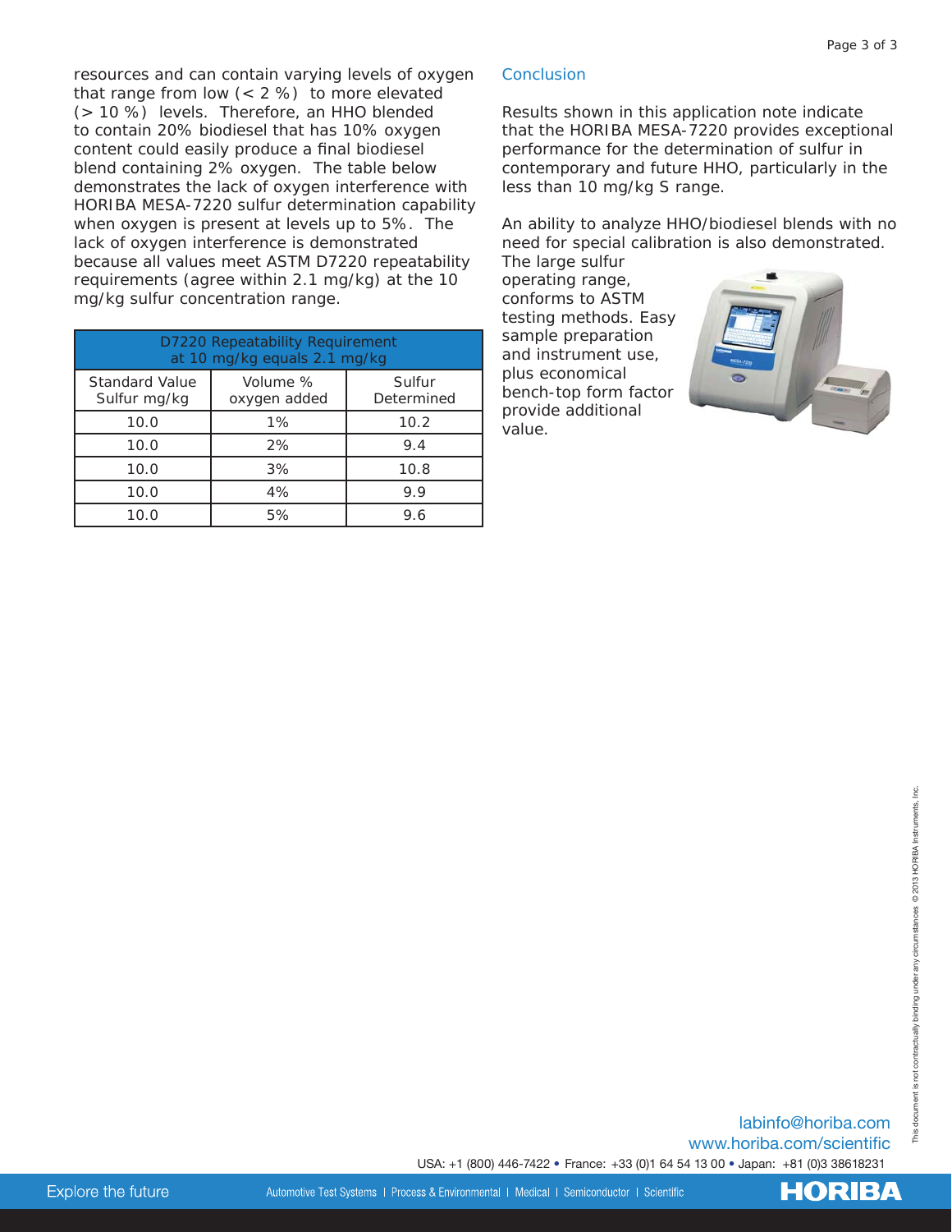resources and can contain varying levels of oxygen that range from low (< 2 %) to more elevated (> 10 %) levels. Therefore, an HHO blended to contain 20% biodiesel that has 10% oxygen content could easily produce a final biodiesel blend containing 2% oxygen. The table below demonstrates the lack of oxygen interference with HORIBA MESA-7220 sulfur determination capability when oxygen is present at levels up to 5%. The lack of oxygen interference is demonstrated because all values meet ASTM D7220 repeatability requirements (agree within 2.1 mg/kg) at the 10 mg/kg sulfur concentration range.

| D7220 Repeatability Requirement at 10 mg/kg equals 2.1 mg/kg | | |
|---|---|---|
| Standard Value Sulfur mg/kg | Volume % oxygen added | Sulfur Determined |
| 10.0 | 1% | 10.2 |
| 10.0 | 2% | 9.4 |
| 10.0 | 3% | 10.8 |
| 10.0 | 4% | 9.9 |
| 10.0 | 5% | 9.6 |

## Conclusion

Results shown in this application note indicate that the HORIBA MESA-7220 provides exceptional performance for the determination of sulfur in contemporary and future HHO, particularly in the less than 10 mg/kg S range.

An ability to analyze HHO/biodiesel blends with no need for special calibration is also demonstrated. The large sulfur operating range, conforms to ASTM testing methods. Easy sample preparation and instrument use, plus economical bench-top form factor provide additional value.

labinfo@horiba.com
www.horiba.com/scientific

USA: +1 (800) 446-7422 • France: +33 (0)1 64 54 13 00 • Japan: +81 (0)3 38618231

This document is not contractually binding under any circumstances © 2013 HORIBA Instruments, Inc.

Explore the future

Automotive Test Systems | Process & Environmental | Medical | Semiconductor | Scientific

HORIBA